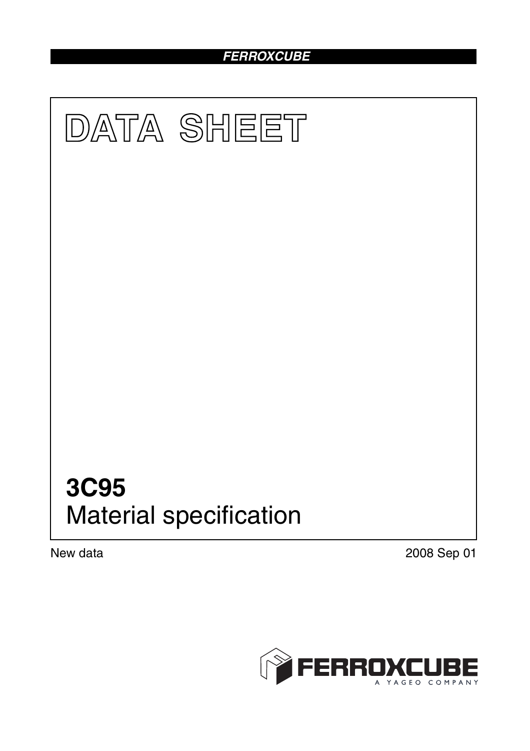# DATA SHEET

# 3C95
## Material specification

New data

2008 Sep 01

FERROXCUBE
A YAGEO COMPANY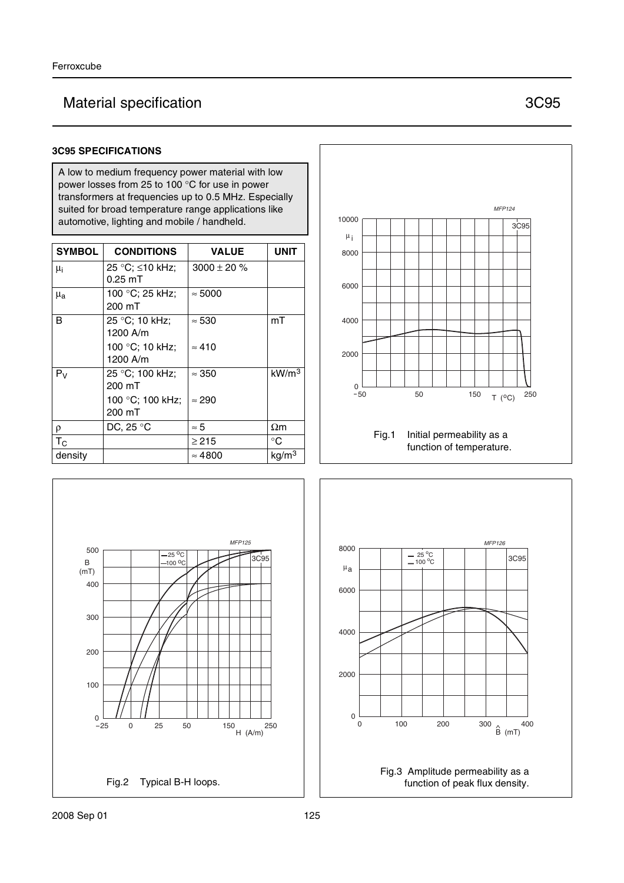# Material specification

## 3C95

### 3C95 SPECIFICATIONS

A low to medium frequency power material with low power losses from 25 to 100 °C for use in power transformers at frequencies up to 0.5 MHz. Especially suited for broad temperature range applications like automotive, lighting and mobile / handheld.

| SYMBOL | CONDITIONS | VALUE | UNIT |
|---|---|---|---|
| $\mu_i$ | 25 °C; ≤10 kHz; 0.25 mT | 3000 ± 20 % | |
| $\mu_a$ | 100 °C; 25 kHz; 200 mT | ≈ 5000 | |
| B | 25 °C; 10 kHz; 1200 A/m | ≈ 530 | mT |
| | 100 °C; 10 kHz; 1200 A/m | ≈ 410 | |
| $P_V$ | 25 °C; 100 kHz; 200 mT | ≈ 350 | $kW/m^3$ |
| | 100 °C; 100 kHz; 200 mT | ≈ 290 | |
| ρ | DC, 25 °C | ≈ 5 | Ωm |
| $T_C$ | | ≥ 215 | °C |
| density | | ≈ 4800 | $kg/m^3$ |

Fig.1 Initial permeability as a function of temperature.

Fig.2 Typical B-H loops.

Fig.3 Amplitude permeability as a function of peak flux density.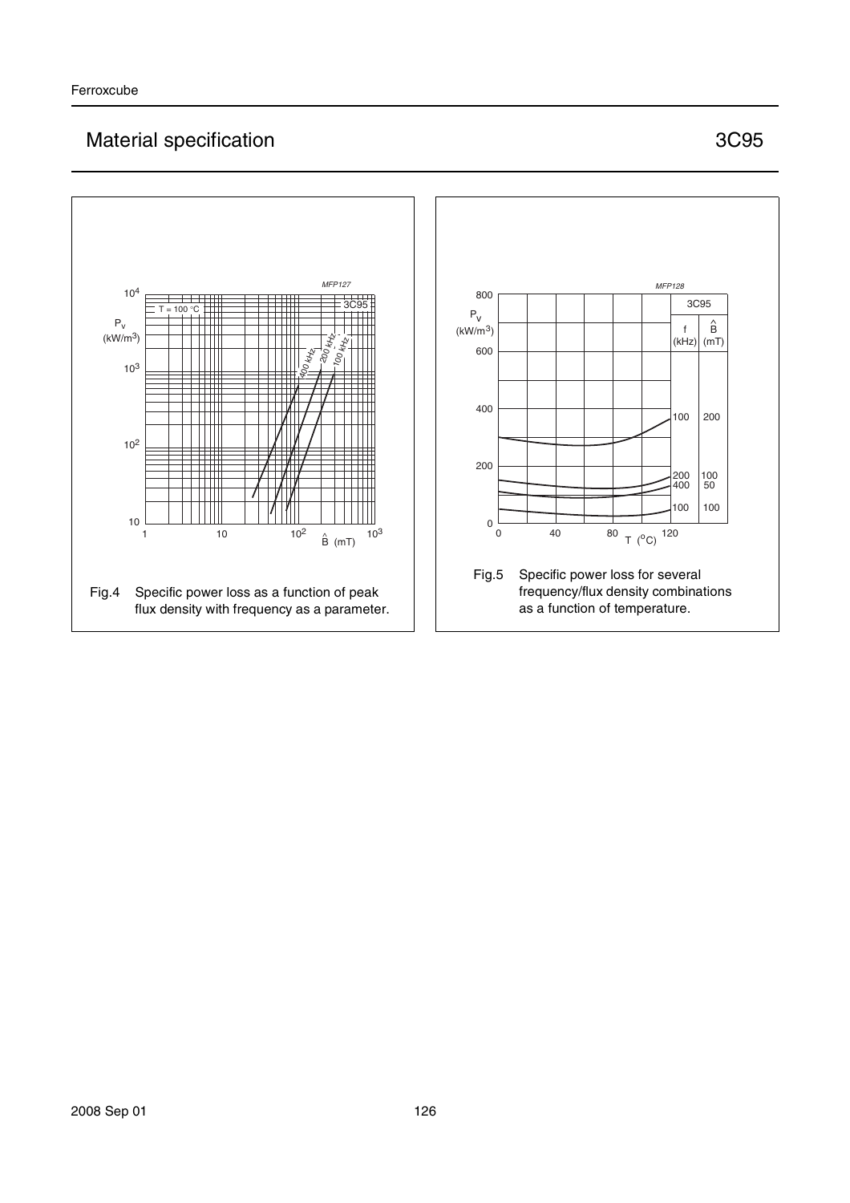# Material specification

## 3C95

Fig.4 Specific power loss as a function of peak flux density with frequency as a parameter.

Fig.5 Specific power loss for several frequency/flux density combinations as a function of temperature.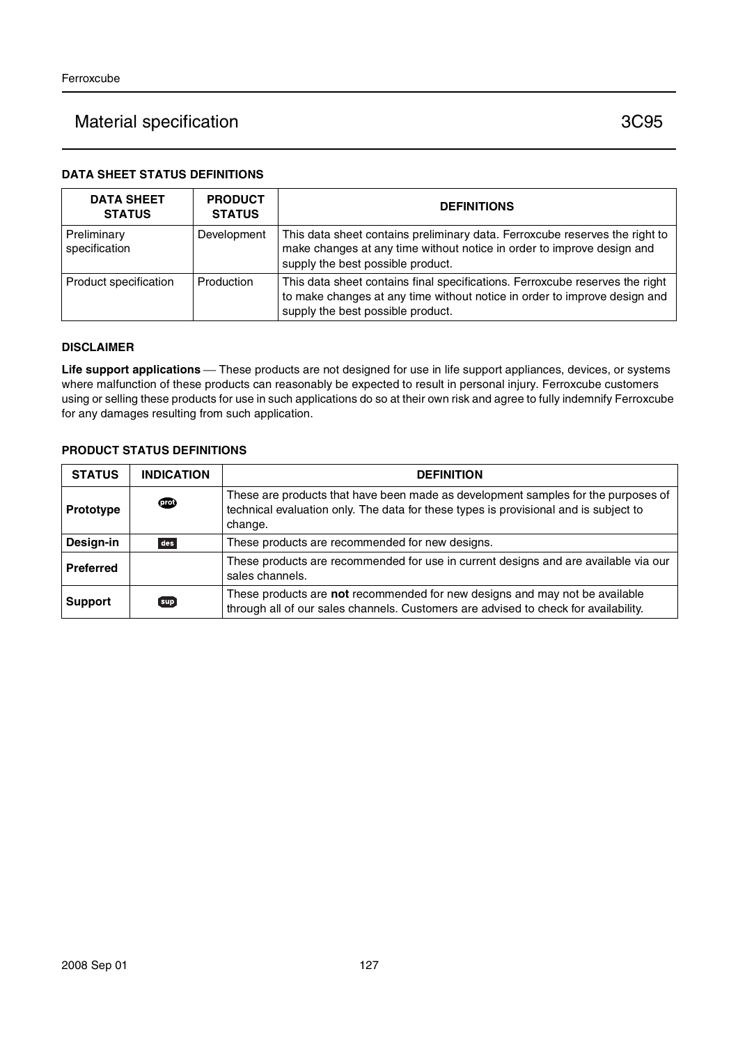# Material specification 3C95

### DATA SHEET STATUS DEFINITIONS

| DATA SHEET STATUS | PRODUCT STATUS | DEFINITIONS |
|---|---|---|
| Preliminary specification | Development | This data sheet contains preliminary data. Ferroxcube reserves the right to make changes at any time without notice in order to improve design and supply the best possible product. |
| Product specification | Production | This data sheet contains final specifications. Ferroxcube reserves the right to make changes at any time without notice in order to improve design and supply the best possible product. |

### DISCLAIMER

**Life support applications** — These products are not designed for use in life support appliances, devices, or systems where malfunction of these products can reasonably be expected to result in personal injury. Ferroxcube customers using or selling these products for use in such applications do so at their own risk and agree to fully indemnify Ferroxcube for any damages resulting from such application.

### PRODUCT STATUS DEFINITIONS

| STATUS | INDICATION | DEFINITION |
|---|---|---|
| **Prototype** | prot | These are products that have been made as development samples for the purposes of technical evaluation only. The data for these types is provisional and is subject to change. |
| **Design-in** | des | These products are recommended for new designs. |
| **Preferred** | | These products are recommended for use in current designs and are available via our sales channels. |
| **Support** | sup | These products are **not** recommended for new designs and may not be available through all of our sales channels. Customers are advised to check for availability. |